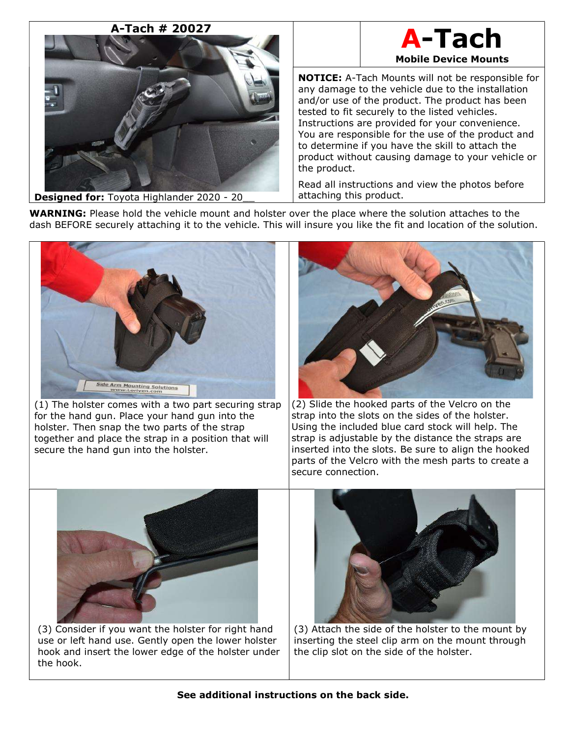**A-Tach # 20027**

**Designed for:** Toyota Highlander 2020 - 20__

# A-Tach

**Mobile Device Mounts**

**NOTICE:** A-Tach Mounts will not be responsible for any damage to the vehicle due to the installation and/or use of the product. The product has been tested to fit securely to the listed vehicles. Instructions are provided for your convenience. You are responsible for the use of the product and to determine if you have the skill to attach the product without causing damage to your vehicle or the product.

Read all instructions and view the photos before attaching this product.

**WARNING:** Please hold the vehicle mount and holster over the place where the solution attaches to the dash BEFORE securely attaching it to the vehicle. This will insure you like the fit and location of the solution.

(1) The holster comes with a two part securing strap for the hand gun. Place your hand gun into the holster. Then snap the two parts of the strap together and place the strap in a position that will secure the hand gun into the holster.

(2) Slide the hooked parts of the Velcro on the strap into the slots on the sides of the holster. Using the included blue card stock will help. The strap is adjustable by the distance the straps are inserted into the slots. Be sure to align the hooked parts of the Velcro with the mesh parts to create a secure connection.

(3) Consider if you want the holster for right hand use or left hand use. Gently open the lower holster hook and insert the lower edge of the holster under the hook.

(3) Attach the side of the holster to the mount by inserting the steel clip arm on the mount through the clip slot on the side of the holster.

**See additional instructions on the back side.**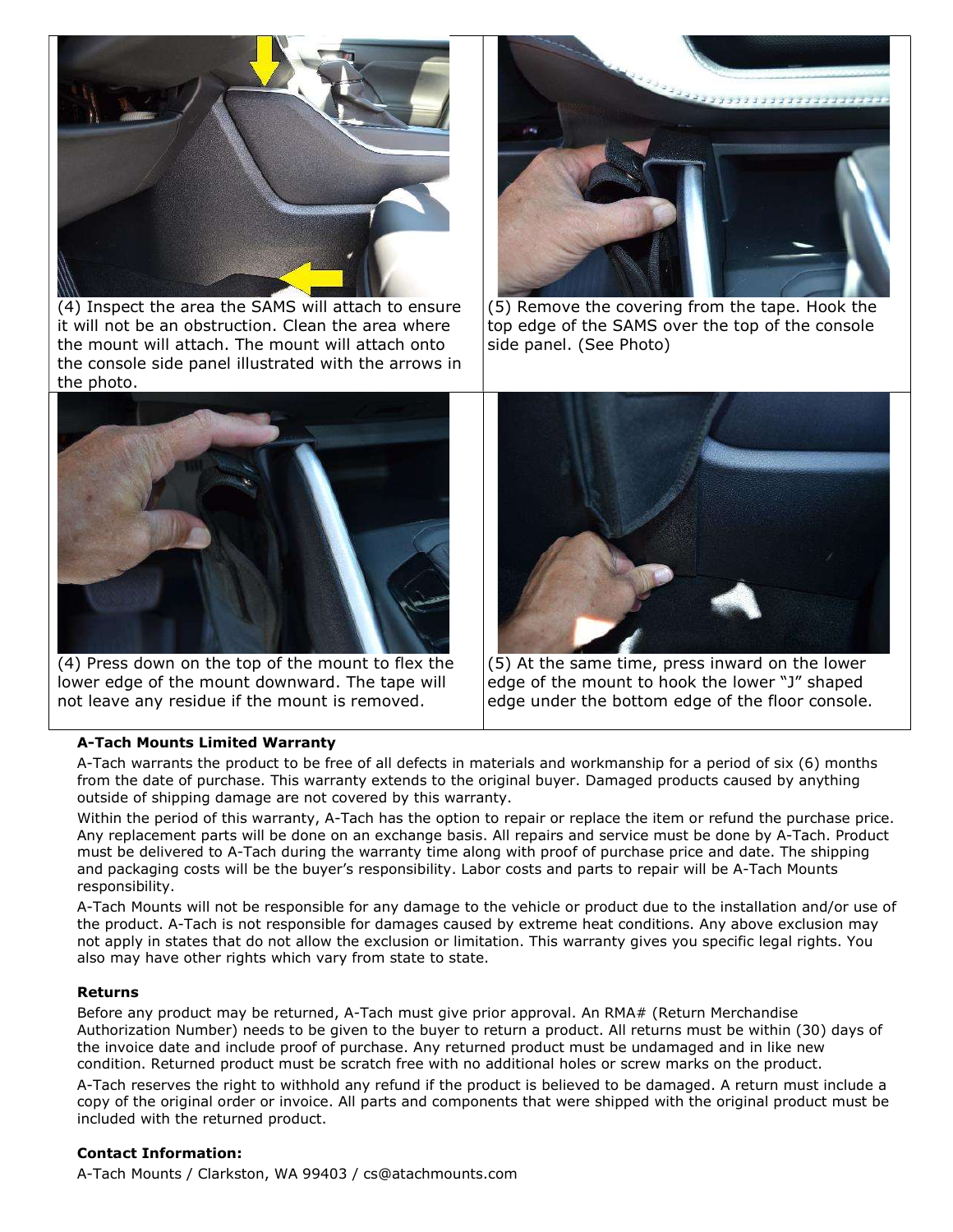(4) Inspect the area the SAMS will attach to ensure it will not be an obstruction. Clean the area where the mount will attach. The mount will attach onto the console side panel illustrated with the arrows in the photo.

(5) Remove the covering from the tape. Hook the top edge of the SAMS over the top of the console side panel. (See Photo)

(4) Press down on the top of the mount to flex the lower edge of the mount downward. The tape will not leave any residue if the mount is removed.

(5) At the same time, press inward on the lower edge of the mount to hook the lower "J" shaped edge under the bottom edge of the floor console.

**A-Tach Mounts Limited Warranty**

A-Tach warrants the product to be free of all defects in materials and workmanship for a period of six (6) months from the date of purchase. This warranty extends to the original buyer. Damaged products caused by anything outside of shipping damage are not covered by this warranty.

Within the period of this warranty, A-Tach has the option to repair or replace the item or refund the purchase price. Any replacement parts will be done on an exchange basis. All repairs and service must be done by A-Tach. Product must be delivered to A-Tach during the warranty time along with proof of purchase price and date. The shipping and packaging costs will be the buyer's responsibility. Labor costs and parts to repair will be A-Tach Mounts responsibility.

A-Tach Mounts will not be responsible for any damage to the vehicle or product due to the installation and/or use of the product. A-Tach is not responsible for damages caused by extreme heat conditions. Any above exclusion may not apply in states that do not allow the exclusion or limitation. This warranty gives you specific legal rights. You also may have other rights which vary from state to state.

**Returns**

Before any product may be returned, A-Tach must give prior approval. An RMA# (Return Merchandise Authorization Number) needs to be given to the buyer to return a product. All returns must be within (30) days of the invoice date and include proof of purchase. Any returned product must be undamaged and in like new condition. Returned product must be scratch free with no additional holes or screw marks on the product.

A-Tach reserves the right to withhold any refund if the product is believed to be damaged. A return must include a copy of the original order or invoice. All parts and components that were shipped with the original product must be included with the returned product.

**Contact Information:**

A-Tach Mounts / Clarkston, WA 99403 / cs@atachmounts.com